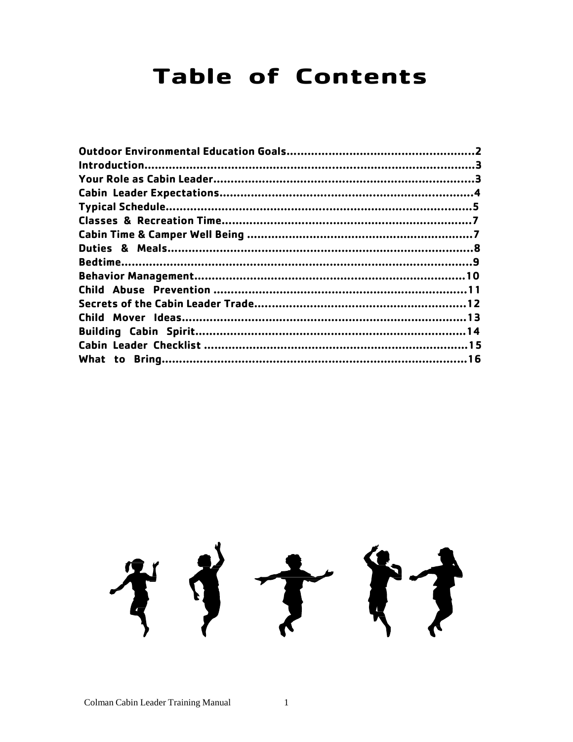# Table of Contents

| Section | Page |
| --- | --- |
| Outdoor Environmental Education Goals | 2 |
| Introduction | 3 |
| Your Role as Cabin Leader | 3 |
| Cabin Leader Expectations | 4 |
| Typical Schedule | 5 |
| Classes & Recreation Time | 7 |
| Cabin Time & Camper Well Being | 7 |
| Duties & Meals | 8 |
| Bedtime | 9 |
| Behavior Management | 10 |
| Child Abuse Prevention | 11 |
| Secrets of the Cabin Leader Trade | 12 |
| Child Mover Ideas | 13 |
| Building Cabin Spirit | 14 |
| Cabin Leader Checklist | 15 |
| What to Bring | 16 |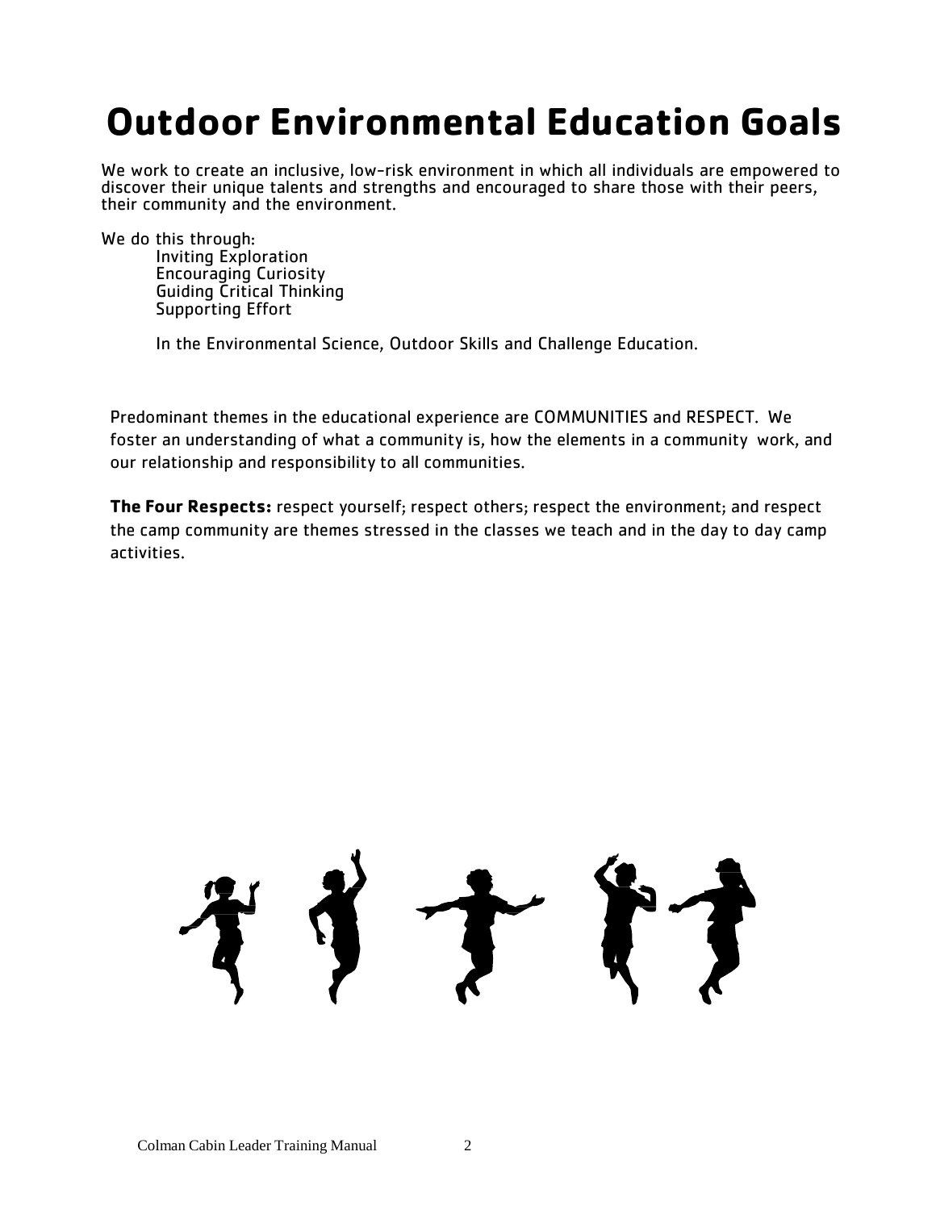# Outdoor Environmental Education Goals

We work to create an inclusive, low-risk environment in which all individuals are empowered to discover their unique talents and strengths and encouraged to share those with their peers, their community and the environment.

We do this through:

- Inviting Exploration
- Encouraging Curiosity
- Guiding Critical Thinking
- Supporting Effort

In the Environmental Science, Outdoor Skills and Challenge Education.

Predominant themes in the educational experience are COMMUNITIES and RESPECT. We foster an understanding of what a community is, how the elements in a community work, and our relationship and responsibility to all communities.

**The Four Respects:** respect yourself; respect others; respect the environment; and respect the camp community are themes stressed in the classes we teach and in the day to day camp activities.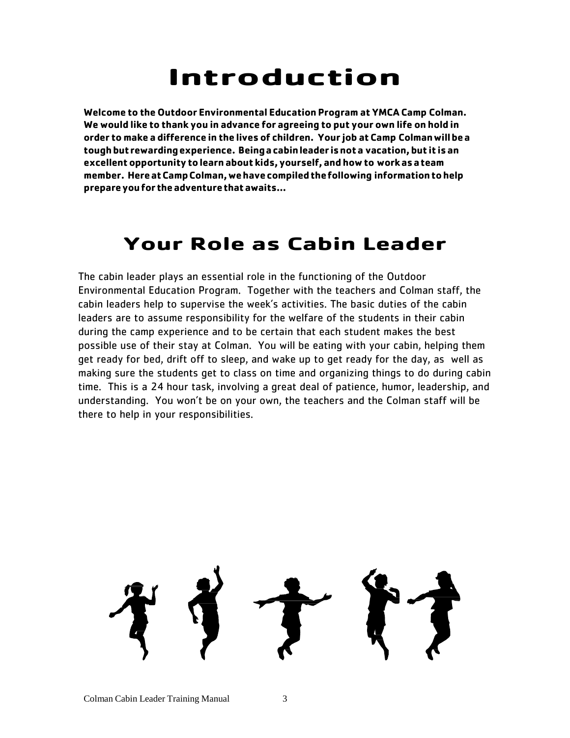# Introduction

**Welcome to the Outdoor Environmental Education Program at YMCA Camp Colman. We would like to thank you in advance for agreeing to put your own life on hold in order to make a difference in the lives of children. Your job at Camp Colman will be a tough but rewarding experience. Being a cabin leader is not a vacation, but it is an excellent opportunity to learn about kids, yourself, and how to work as a team member. Here at Camp Colman, we have compiled the following information to help prepare you for the adventure that awaits…**

## Your Role as Cabin Leader

The cabin leader plays an essential role in the functioning of the Outdoor Environmental Education Program. Together with the teachers and Colman staff, the cabin leaders help to supervise the week's activities. The basic duties of the cabin leaders are to assume responsibility for the welfare of the students in their cabin during the camp experience and to be certain that each student makes the best possible use of their stay at Colman. You will be eating with your cabin, helping them get ready for bed, drift off to sleep, and wake up to get ready for the day, as well as making sure the students get to class on time and organizing things to do during cabin time. This is a 24 hour task, involving a great deal of patience, humor, leadership, and understanding. You won't be on your own, the teachers and the Colman staff will be there to help in your responsibilities.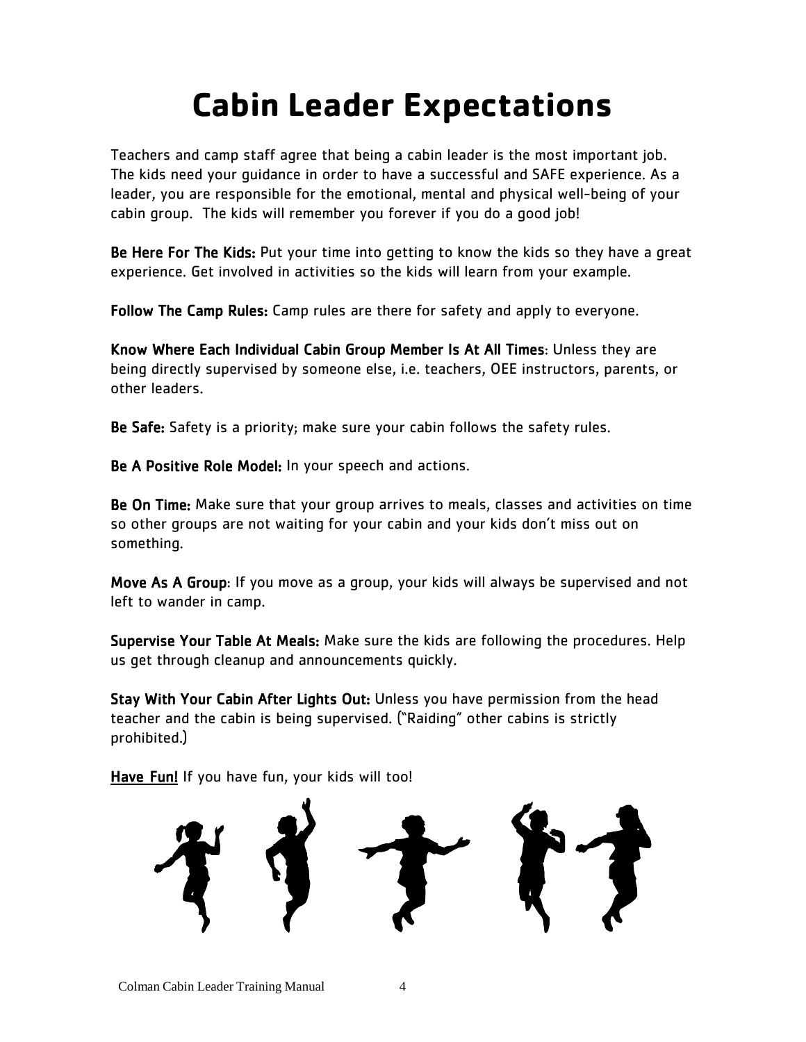# Cabin Leader Expectations

Teachers and camp staff agree that being a cabin leader is the most important job. The kids need your guidance in order to have a successful and SAFE experience. As a leader, you are responsible for the emotional, mental and physical well-being of your cabin group. The kids will remember you forever if you do a good job!

**Be Here For The Kids:** Put your time into getting to know the kids so they have a great experience. Get involved in activities so the kids will learn from your example.

**Follow The Camp Rules:** Camp rules are there for safety and apply to everyone.

**Know Where Each Individual Cabin Group Member Is At All Times**: Unless they are being directly supervised by someone else, i.e. teachers, OEE instructors, parents, or other leaders.

**Be Safe:** Safety is a priority; make sure your cabin follows the safety rules.

**Be A Positive Role Model:** In your speech and actions.

**Be On Time:** Make sure that your group arrives to meals, classes and activities on time so other groups are not waiting for your cabin and your kids don't miss out on something.

**Move As A Group**: If you move as a group, your kids will always be supervised and not left to wander in camp.

**Supervise Your Table At Meals:** Make sure the kids are following the procedures. Help us get through cleanup and announcements quickly.

**Stay With Your Cabin After Lights Out:** Unless you have permission from the head teacher and the cabin is being supervised. ("Raiding" other cabins is strictly prohibited.)

**Have Fun!** If you have fun, your kids will too!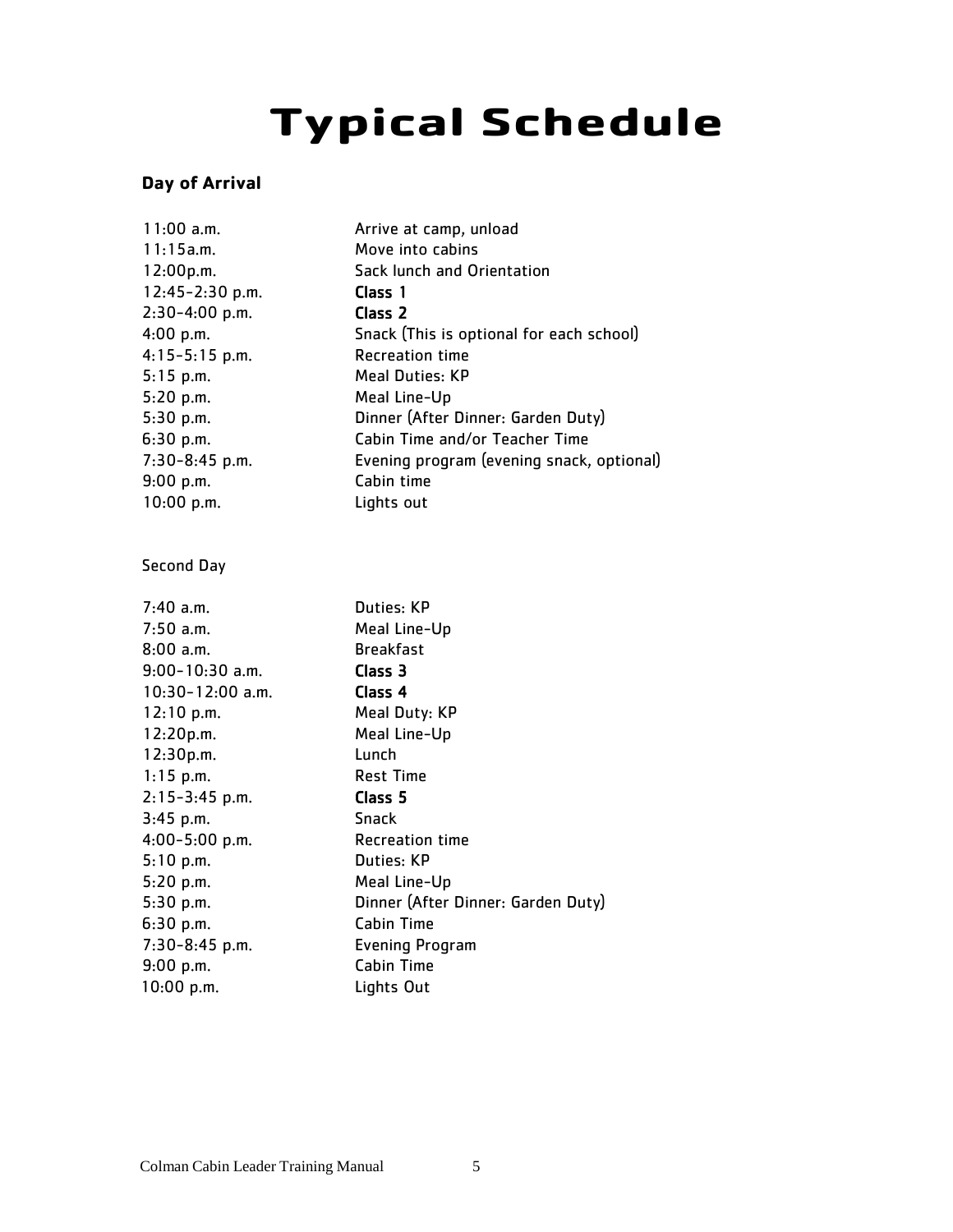# Typical Schedule

**Day of Arrival**

| | |
|---|---|
| 11:00 a.m. | Arrive at camp, unload |
| 11:15a.m. | Move into cabins |
| 12:00p.m. | Sack lunch and Orientation |
| 12:45-2:30 p.m. | **Class 1** |
| 2:30-4:00 p.m. | **Class 2** |
| 4:00 p.m. | Snack (This is optional for each school) |
| 4:15-5:15 p.m. | Recreation time |
| 5:15 p.m. | Meal Duties: KP |
| 5:20 p.m. | Meal Line-Up |
| 5:30 p.m. | Dinner (After Dinner: Garden Duty) |
| 6:30 p.m. | Cabin Time and/or Teacher Time |
| 7:30-8:45 p.m. | Evening program (evening snack, optional) |
| 9:00 p.m. | Cabin time |
| 10:00 p.m. | Lights out |

Second Day

| | |
|---|---|
| 7:40 a.m. | Duties: KP |
| 7:50 a.m. | Meal Line-Up |
| 8:00 a.m. | Breakfast |
| 9:00-10:30 a.m. | **Class 3** |
| 10:30-12:00 a.m. | **Class 4** |
| 12:10 p.m. | Meal Duty: KP |
| 12:20p.m. | Meal Line-Up |
| 12:30p.m. | Lunch |
| 1:15 p.m. | Rest Time |
| 2:15-3:45 p.m. | **Class 5** |
| 3:45 p.m. | Snack |
| 4:00-5:00 p.m. | Recreation time |
| 5:10 p.m. | Duties: KP |
| 5:20 p.m. | Meal Line-Up |
| 5:30 p.m. | Dinner (After Dinner: Garden Duty) |
| 6:30 p.m. | Cabin Time |
| 7:30-8:45 p.m. | Evening Program |
| 9:00 p.m. | Cabin Time |
| 10:00 p.m. | Lights Out |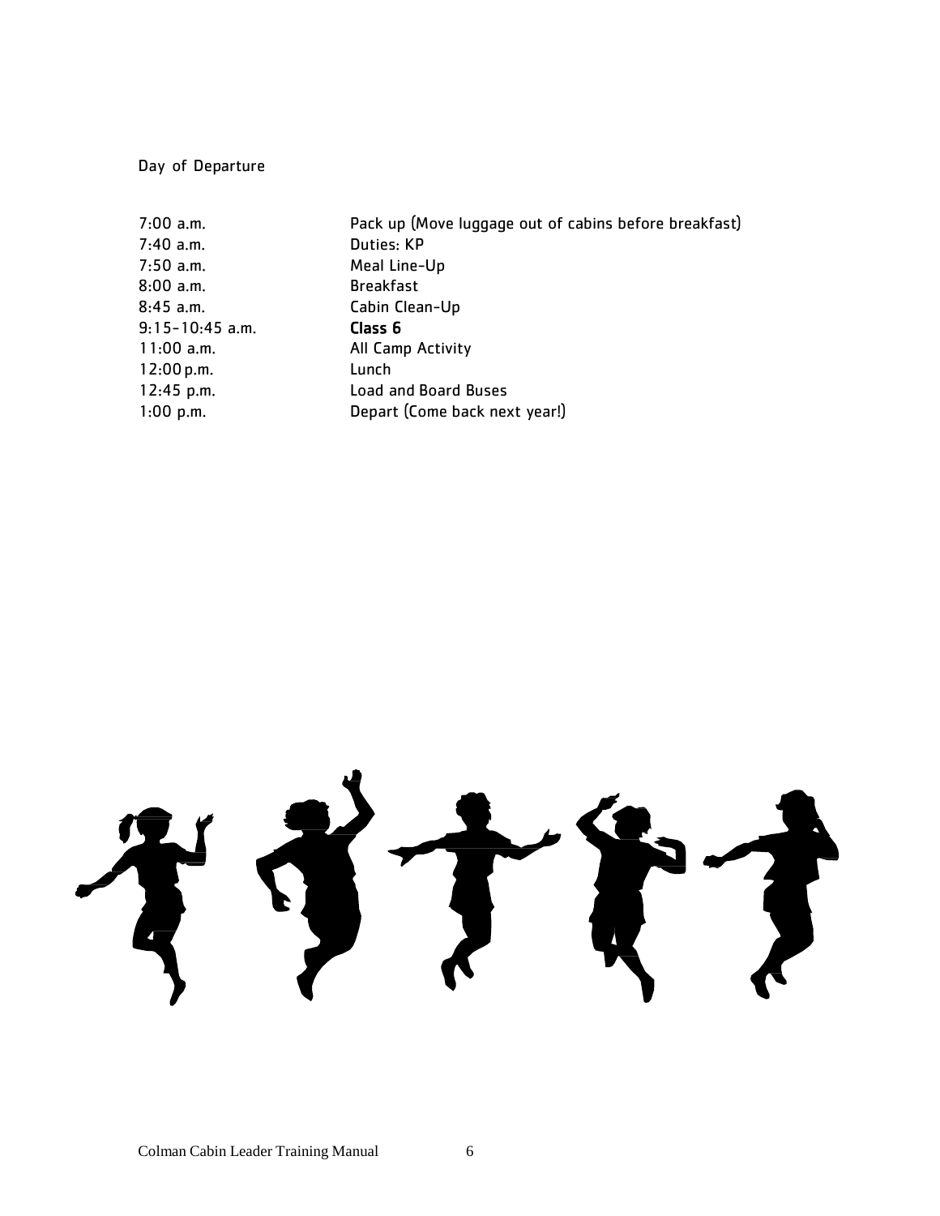Day of Departure

| | |
|---|---|
| 7:00 a.m. | Pack up (Move luggage out of cabins before breakfast) |
| 7:40 a.m. | Duties: KP |
| 7:50 a.m. | Meal Line-Up |
| 8:00 a.m. | Breakfast |
| 8:45 a.m. | Cabin Clean-Up |
| 9:15-10:45 a.m. | **Class 6** |
| 11:00 a.m. | All Camp Activity |
| 12:00 p.m. | Lunch |
| 12:45 p.m. | Load and Board Buses |
| 1:00 p.m. | Depart (Come back next year!) |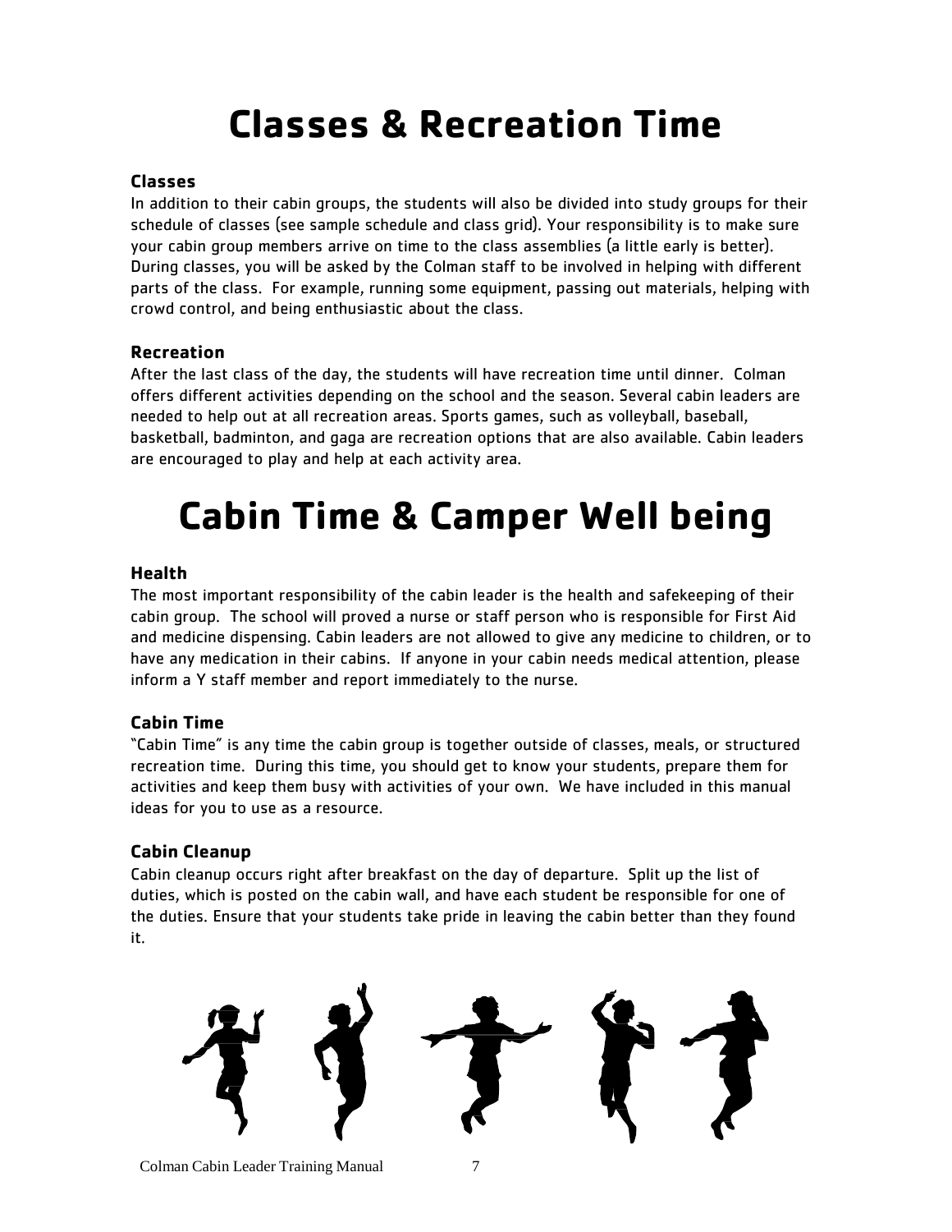# Classes & Recreation Time

### Classes

In addition to their cabin groups, the students will also be divided into study groups for their schedule of classes (see sample schedule and class grid). Your responsibility is to make sure your cabin group members arrive on time to the class assemblies (a little early is better). During classes, you will be asked by the Colman staff to be involved in helping with different parts of the class. For example, running some equipment, passing out materials, helping with crowd control, and being enthusiastic about the class.

### Recreation

After the last class of the day, the students will have recreation time until dinner. Colman offers different activities depending on the school and the season. Several cabin leaders are needed to help out at all recreation areas. Sports games, such as volleyball, baseball, basketball, badminton, and gaga are recreation options that are also available. Cabin leaders are encouraged to play and help at each activity area.

# Cabin Time & Camper Well being

### Health

The most important responsibility of the cabin leader is the health and safekeeping of their cabin group. The school will proved a nurse or staff person who is responsible for First Aid and medicine dispensing. Cabin leaders are not allowed to give any medicine to children, or to have any medication in their cabins. If anyone in your cabin needs medical attention, please inform a Y staff member and report immediately to the nurse.

### Cabin Time

"Cabin Time" is any time the cabin group is together outside of classes, meals, or structured recreation time. During this time, you should get to know your students, prepare them for activities and keep them busy with activities of your own. We have included in this manual ideas for you to use as a resource.

### Cabin Cleanup

Cabin cleanup occurs right after breakfast on the day of departure. Split up the list of duties, which is posted on the cabin wall, and have each student be responsible for one of the duties. Ensure that your students take pride in leaving the cabin better than they found it.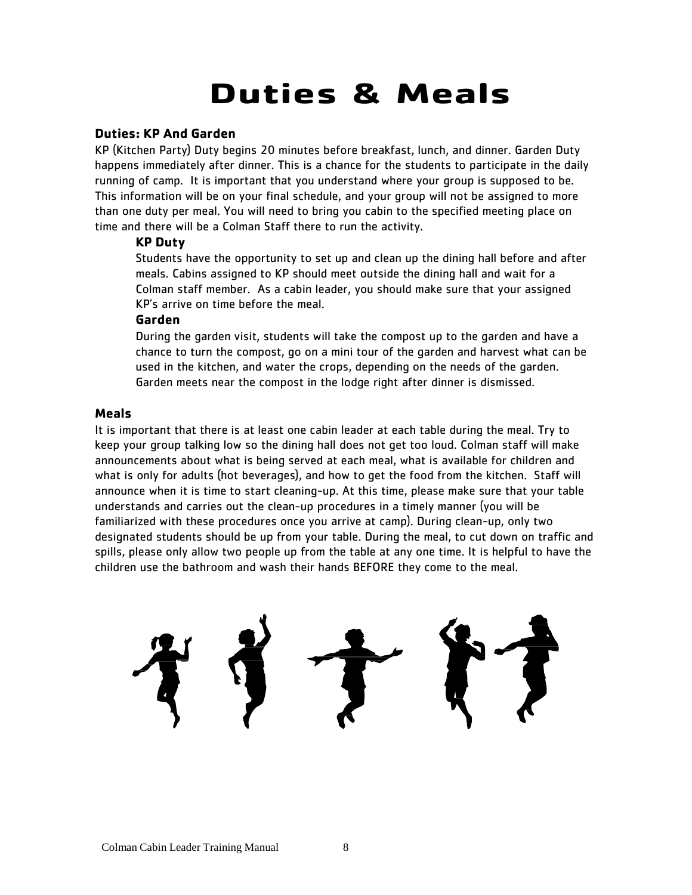# Duties & Meals

## Duties: KP And Garden

KP (Kitchen Party) Duty begins 20 minutes before breakfast, lunch, and dinner. Garden Duty happens immediately after dinner. This is a chance for the students to participate in the daily running of camp. It is important that you understand where your group is supposed to be. This information will be on your final schedule, and your group will not be assigned to more than one duty per meal. You will need to bring you cabin to the specified meeting place on time and there will be a Colman Staff there to run the activity.

### KP Duty

Students have the opportunity to set up and clean up the dining hall before and after meals. Cabins assigned to KP should meet outside the dining hall and wait for a Colman staff member. As a cabin leader, you should make sure that your assigned KP's arrive on time before the meal.

### Garden

During the garden visit, students will take the compost up to the garden and have a chance to turn the compost, go on a mini tour of the garden and harvest what can be used in the kitchen, and water the crops, depending on the needs of the garden. Garden meets near the compost in the lodge right after dinner is dismissed.

## Meals

It is important that there is at least one cabin leader at each table during the meal. Try to keep your group talking low so the dining hall does not get too loud. Colman staff will make announcements about what is being served at each meal, what is available for children and what is only for adults (hot beverages), and how to get the food from the kitchen. Staff will announce when it is time to start cleaning-up. At this time, please make sure that your table understands and carries out the clean-up procedures in a timely manner (you will be familiarized with these procedures once you arrive at camp). During clean-up, only two designated students should be up from your table. During the meal, to cut down on traffic and spills, please only allow two people up from the table at any one time. It is helpful to have the children use the bathroom and wash their hands BEFORE they come to the meal.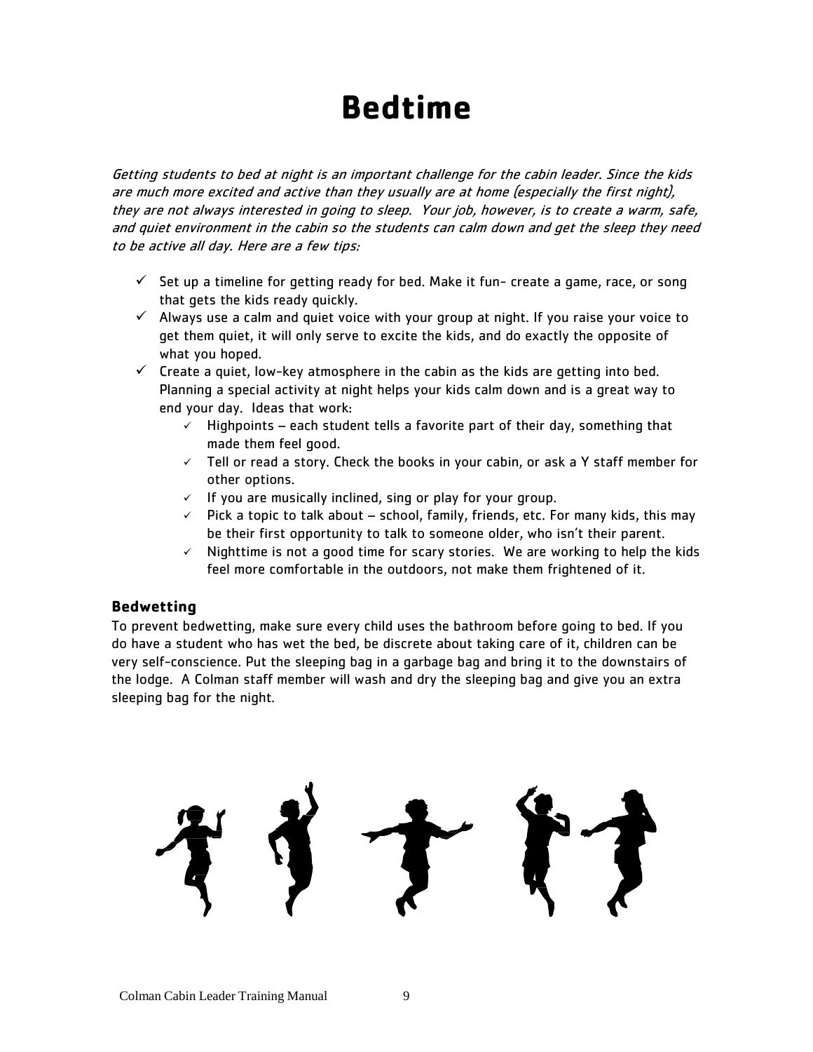# Bedtime

*Getting students to bed at night is an important challenge for the cabin leader. Since the kids are much more excited and active than they usually are at home (especially the first night), they are not always interested in going to sleep. Your job, however, is to create a warm, safe, and quiet environment in the cabin so the students can calm down and get the sleep they need to be active all day. Here are a few tips:*

- ✓ Set up a timeline for getting ready for bed. Make it fun- create a game, race, or song that gets the kids ready quickly.
- ✓ Always use a calm and quiet voice with your group at night. If you raise your voice to get them quiet, it will only serve to excite the kids, and do exactly the opposite of what you hoped.
- ✓ Create a quiet, low-key atmosphere in the cabin as the kids are getting into bed. Planning a special activity at night helps your kids calm down and is a great way to end your day. Ideas that work:
  - ✓ Highpoints – each student tells a favorite part of their day, something that made them feel good.
  - ✓ Tell or read a story. Check the books in your cabin, or ask a Y staff member for other options.
  - ✓ If you are musically inclined, sing or play for your group.
  - ✓ Pick a topic to talk about – school, family, friends, etc. For many kids, this may be their first opportunity to talk to someone older, who isn't their parent.
  - ✓ Nighttime is not a good time for scary stories. We are working to help the kids feel more comfortable in the outdoors, not make them frightened of it.

### Bedwetting

To prevent bedwetting, make sure every child uses the bathroom before going to bed. If you do have a student who has wet the bed, be discrete about taking care of it, children can be very self-conscience. Put the sleeping bag in a garbage bag and bring it to the downstairs of the lodge. A Colman staff member will wash and dry the sleeping bag and give you an extra sleeping bag for the night.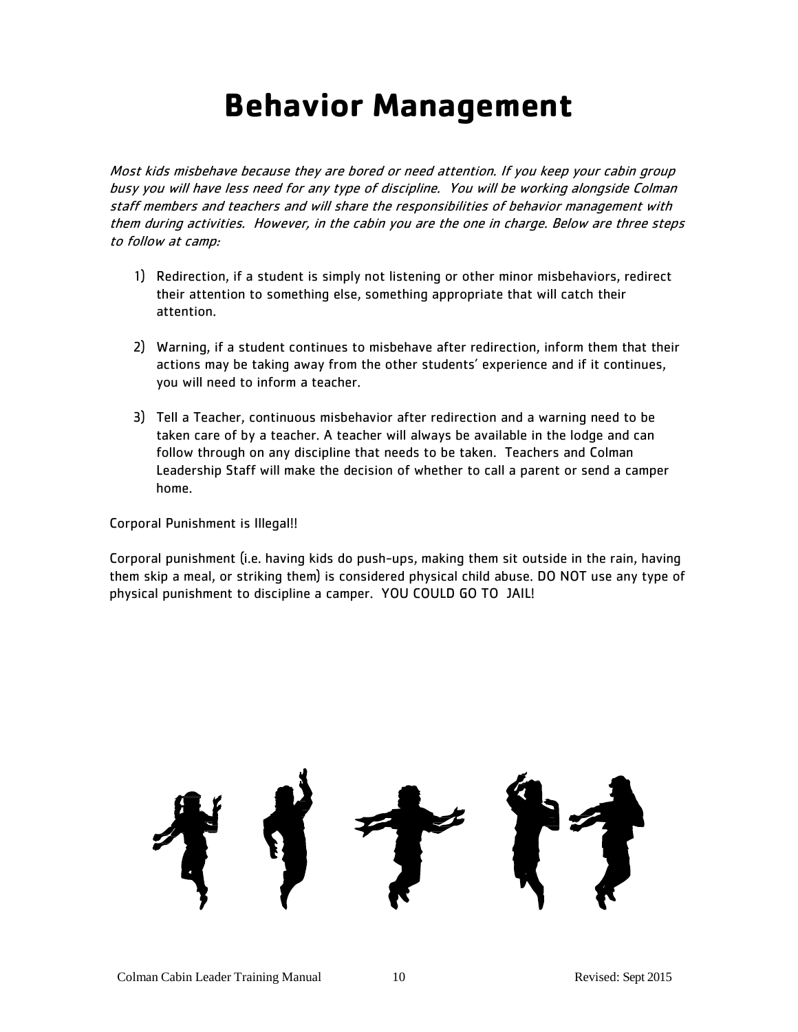# Behavior Management

*Most kids misbehave because they are bored or need attention. If you keep your cabin group busy you will have less need for any type of discipline. You will be working alongside Colman staff members and teachers and will share the responsibilities of behavior management with them during activities. However, in the cabin you are the one in charge. Below are three steps to follow at camp:*

1) Redirection, if a student is simply not listening or other minor misbehaviors, redirect their attention to something else, something appropriate that will catch their attention.

2) Warning, if a student continues to misbehave after redirection, inform them that their actions may be taking away from the other students' experience and if it continues, you will need to inform a teacher.

3) Tell a Teacher, continuous misbehavior after redirection and a warning need to be taken care of by a teacher. A teacher will always be available in the lodge and can follow through on any discipline that needs to be taken. Teachers and Colman Leadership Staff will make the decision of whether to call a parent or send a camper home.

Corporal Punishment is Illegal!!

Corporal punishment (i.e. having kids do push-ups, making them sit outside in the rain, having them skip a meal, or striking them) is considered physical child abuse. DO NOT use any type of physical punishment to discipline a camper. YOU COULD GO TO JAIL!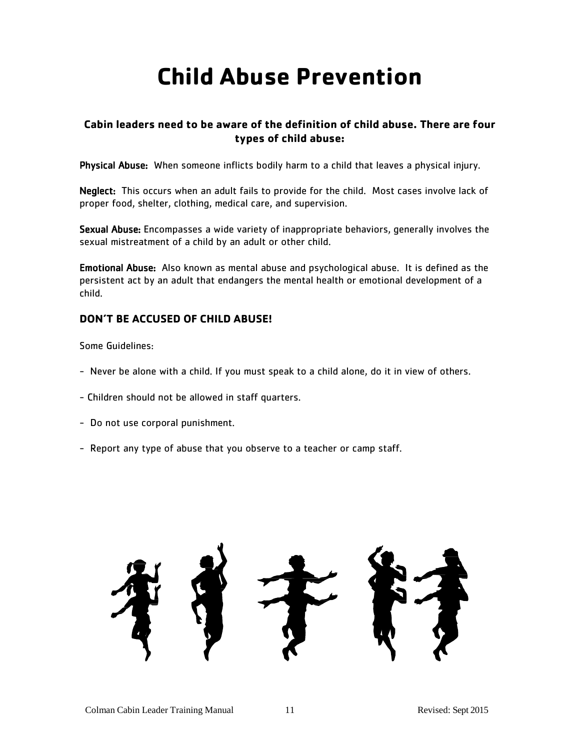# Child Abuse Prevention

### Cabin leaders need to be aware of the definition of child abuse. There are four types of child abuse:

**Physical Abuse:** When someone inflicts bodily harm to a child that leaves a physical injury.

**Neglect:** This occurs when an adult fails to provide for the child. Most cases involve lack of proper food, shelter, clothing, medical care, and supervision.

**Sexual Abuse:** Encompasses a wide variety of inappropriate behaviors, generally involves the sexual mistreatment of a child by an adult or other child.

**Emotional Abuse:** Also known as mental abuse and psychological abuse. It is defined as the persistent act by an adult that endangers the mental health or emotional development of a child.

**DON'T BE ACCUSED OF CHILD ABUSE!**

Some Guidelines:

- Never be alone with a child. If you must speak to a child alone, do it in view of others.
- Children should not be allowed in staff quarters.
- Do not use corporal punishment.
- Report any type of abuse that you observe to a teacher or camp staff.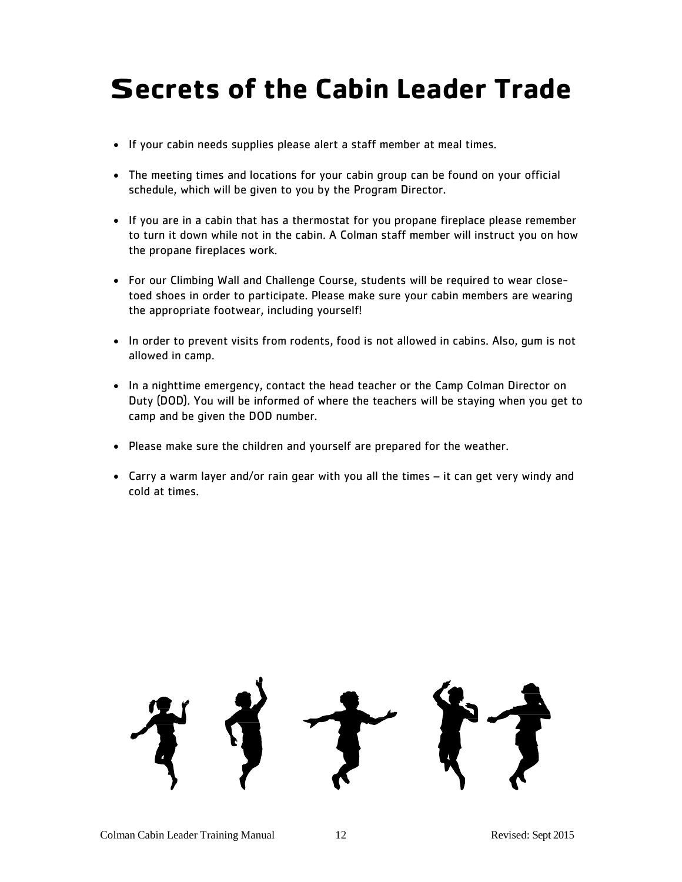# Secrets of the Cabin Leader Trade

- If your cabin needs supplies please alert a staff member at meal times.
- The meeting times and locations for your cabin group can be found on your official schedule, which will be given to you by the Program Director.
- If you are in a cabin that has a thermostat for you propane fireplace please remember to turn it down while not in the cabin. A Colman staff member will instruct you on how the propane fireplaces work.
- For our Climbing Wall and Challenge Course, students will be required to wear close-toed shoes in order to participate. Please make sure your cabin members are wearing the appropriate footwear, including yourself!
- In order to prevent visits from rodents, food is not allowed in cabins. Also, gum is not allowed in camp.
- In a nighttime emergency, contact the head teacher or the Camp Colman Director on Duty (DOD). You will be informed of where the teachers will be staying when you get to camp and be given the DOD number.
- Please make sure the children and yourself are prepared for the weather.
- Carry a warm layer and/or rain gear with you all the times – it can get very windy and cold at times.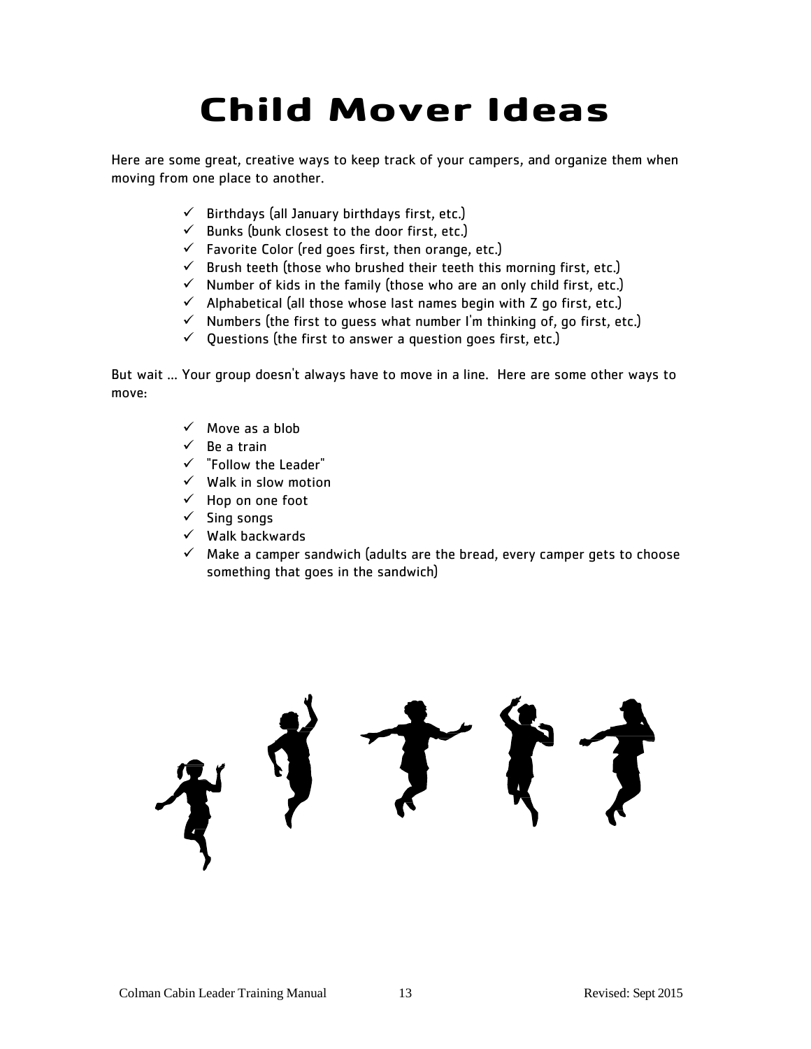# Child Mover Ideas

Here are some great, creative ways to keep track of your campers, and organize them when moving from one place to another.

- ✓ Birthdays (all January birthdays first, etc.)
- ✓ Bunks (bunk closest to the door first, etc.)
- ✓ Favorite Color (red goes first, then orange, etc.)
- ✓ Brush teeth (those who brushed their teeth this morning first, etc.)
- ✓ Number of kids in the family (those who are an only child first, etc.)
- ✓ Alphabetical (all those whose last names begin with Z go first, etc.)
- ✓ Numbers (the first to guess what number I'm thinking of, go first, etc.)
- ✓ Questions (the first to answer a question goes first, etc.)

But wait … Your group doesn't always have to move in a line. Here are some other ways to move:

- ✓ Move as a blob
- ✓ Be a train
- ✓ "Follow the Leader"
- ✓ Walk in slow motion
- ✓ Hop on one foot
- ✓ Sing songs
- ✓ Walk backwards
- ✓ Make a camper sandwich (adults are the bread, every camper gets to choose something that goes in the sandwich)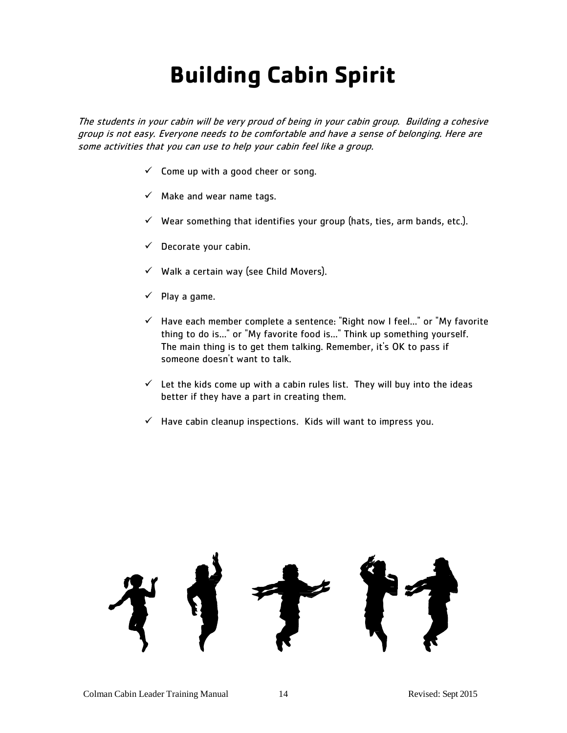# Building Cabin Spirit

*The students in your cabin will be very proud of being in your cabin group. Building a cohesive group is not easy. Everyone needs to be comfortable and have a sense of belonging. Here are some activities that you can use to help your cabin feel like a group.*

- ✓ Come up with a good cheer or song.
- ✓ Make and wear name tags.
- ✓ Wear something that identifies your group (hats, ties, arm bands, etc.).
- ✓ Decorate your cabin.
- ✓ Walk a certain way (see Child Movers).
- ✓ Play a game.
- ✓ Have each member complete a sentence: "Right now I feel..." or "My favorite thing to do is..." or "My favorite food is..." Think up something yourself. The main thing is to get them talking. Remember, it's OK to pass if someone doesn't want to talk.
- ✓ Let the kids come up with a cabin rules list. They will buy into the ideas better if they have a part in creating them.
- ✓ Have cabin cleanup inspections. Kids will want to impress you.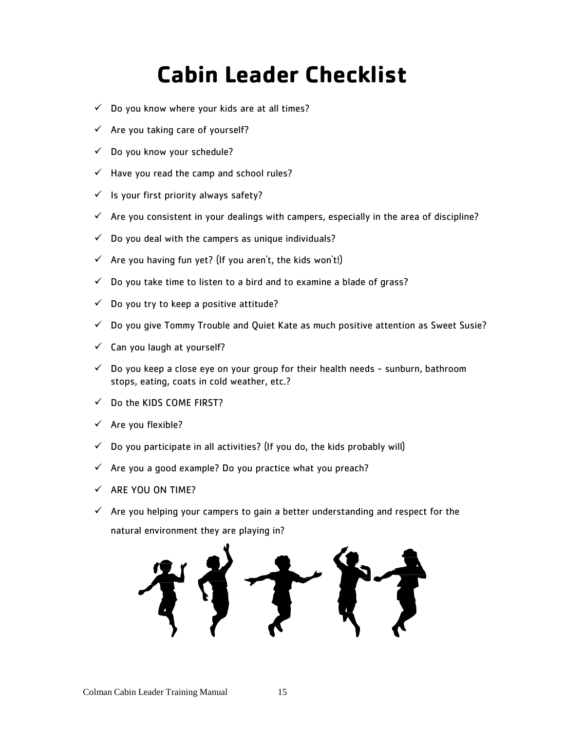# Cabin Leader Checklist

- ✓ Do you know where your kids are at all times?
- ✓ Are you taking care of yourself?
- ✓ Do you know your schedule?
- ✓ Have you read the camp and school rules?
- ✓ Is your first priority always safety?
- ✓ Are you consistent in your dealings with campers, especially in the area of discipline?
- ✓ Do you deal with the campers as unique individuals?
- ✓ Are you having fun yet? (If you aren't, the kids won't!)
- ✓ Do you take time to listen to a bird and to examine a blade of grass?
- ✓ Do you try to keep a positive attitude?
- ✓ Do you give Tommy Trouble and Quiet Kate as much positive attention as Sweet Susie?
- ✓ Can you laugh at yourself?
- ✓ Do you keep a close eye on your group for their health needs - sunburn, bathroom stops, eating, coats in cold weather, etc.?
- ✓ Do the KIDS COME FIRST?
- ✓ Are you flexible?
- ✓ Do you participate in all activities? (If you do, the kids probably will)
- ✓ Are you a good example? Do you practice what you preach?
- ✓ ARE YOU ON TIME?
- ✓ Are you helping your campers to gain a better understanding and respect for the natural environment they are playing in?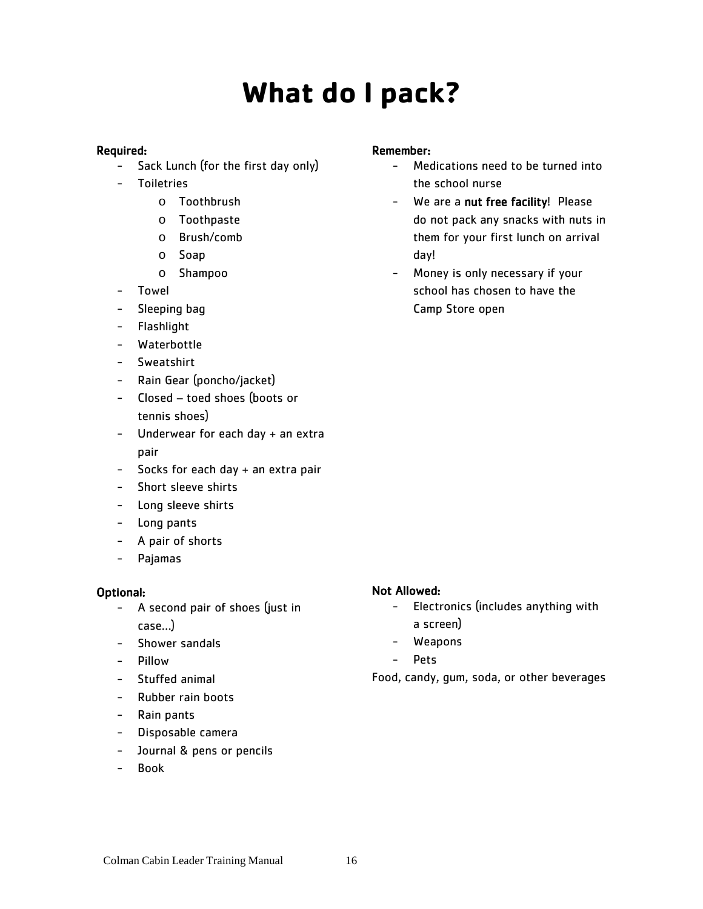# What do I pack?

**Required:**

- Sack Lunch (for the first day only)
- Toiletries
  - Toothbrush
  - Toothpaste
  - Brush/comb
  - Soap
  - Shampoo
- Towel
- Sleeping bag
- Flashlight
- Waterbottle
- Sweatshirt
- Rain Gear (poncho/jacket)
- Closed – toed shoes (boots or tennis shoes)
- Underwear for each day + an extra pair
- Socks for each day + an extra pair
- Short sleeve shirts
- Long sleeve shirts
- Long pants
- A pair of shorts
- Pajamas

**Optional:**

- A second pair of shoes (just in case...)
- Shower sandals
- Pillow
- Stuffed animal
- Rubber rain boots
- Rain pants
- Disposable camera
- Journal & pens or pencils
- Book

**Remember:**

- Medications need to be turned into the school nurse
- We are a **nut free facility**! Please do not pack any snacks with nuts in them for your first lunch on arrival day!
- Money is only necessary if your school has chosen to have the Camp Store open

**Not Allowed:**

- Electronics (includes anything with a screen)
- Weapons
- Pets

Food, candy, gum, soda, or other beverages